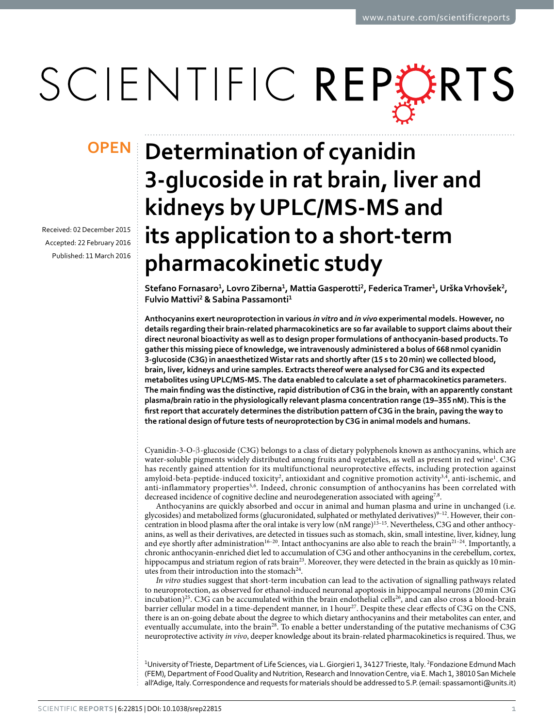# Determination of cyanidin 3-glucoside in rat brain, liver and kidneys by UPLC/MS-MS and its application to a short-term pharmacokinetic study

Stefano Fornasaro[1], Lovro Ziberna[1], Mattia Gasperotti[2], Federica Tramer[1], Urška Vrhovšek[2], Fulvio Mattivi[2] & Sabina Passamonti[1]

Received: 02 December 2015
Accepted: 22 February 2016
Published: 11 March 2016

**Anthocyanins exert neuroprotection in various *in vitro* and *in vivo* experimental models. However, no details regarding their brain-related pharmacokinetics are so far available to support claims about their direct neuronal bioactivity as well as to design proper formulations of anthocyanin-based products. To gather this missing piece of knowledge, we intravenously administered a bolus of 668 nmol cyanidin 3-glucoside (C3G) in anaesthetized Wistar rats and shortly after (15 s to 20 min) we collected blood, brain, liver, kidneys and urine samples. Extracts thereof were analysed for C3G and its expected metabolites using UPLC/MS-MS. The data enabled to calculate a set of pharmacokinetics parameters. The main finding was the distinctive, rapid distribution of C3G in the brain, with an apparently constant plasma/brain ratio in the physiologically relevant plasma concentration range (19–355 nM). This is the first report that accurately determines the distribution pattern of C3G in the brain, paving the way to the rational design of future tests of neuroprotection by C3G in animal models and humans.**

Cyanidin-3-O-β-glucoside (C3G) belongs to a class of dietary polyphenols known as anthocyanins, which are water-soluble pigments widely distributed among fruits and vegetables, as well as present in red wine[1]. C3G has recently gained attention for its multifunctional neuroprotective effects, including protection against amyloid-beta-peptide-induced toxicity[2], antioxidant and cognitive promotion activity[3,4], anti-ischemic, and anti-inflammatory properties[5,6]. Indeed, chronic consumption of anthocyanins has been correlated with decreased incidence of cognitive decline and neurodegeneration associated with ageing[7,8].

Anthocyanins are quickly absorbed and occur in animal and human plasma and urine in unchanged (i.e. glycosides) and metabolized forms (glucuronidated, sulphated or methylated derivatives)[9–12]. However, their concentration in blood plasma after the oral intake is very low (nM range)[13–15]. Nevertheless, C3G and other anthocyanins, as well as their derivatives, are detected in tissues such as stomach, skin, small intestine, liver, kidney, lung and eye shortly after administration[16–20]. Intact anthocyanins are also able to reach the brain[21–24]. Importantly, a chronic anthocyanin-enriched diet led to accumulation of C3G and other anthocyanins in the cerebellum, cortex, hippocampus and striatum region of rats brain[23]. Moreover, they were detected in the brain as quickly as 10 minutes from their introduction into the stomach[24].

*In vitro* studies suggest that short-term incubation can lead to the activation of signalling pathways related to neuroprotection, as observed for ethanol-induced neuronal apoptosis in hippocampal neurons (20 min C3G incubation)[25]. C3G can be accumulated within the brain endothelial cells[26], and can also cross a blood-brain barrier cellular model in a time-dependent manner, in 1 hour[27]. Despite these clear effects of C3G on the CNS, there is an on-going debate about the degree to which dietary anthocyanins and their metabolites can enter, and eventually accumulate, into the brain[28]. To enable a better understanding of the putative mechanisms of C3G neuroprotective activity *in vivo*, deeper knowledge about its brain-related pharmacokinetics is required. Thus, we

[1]University of Trieste, Department of Life Sciences, via L. Giorgieri 1, 34127 Trieste, Italy. [2]Fondazione Edmund Mach (FEM), Department of Food Quality and Nutrition, Research and Innovation Centre, via E. Mach 1, 38010 San Michele all'Adige, Italy. Correspondence and requests for materials should be addressed to S.P. (email: spassamonti@units.it)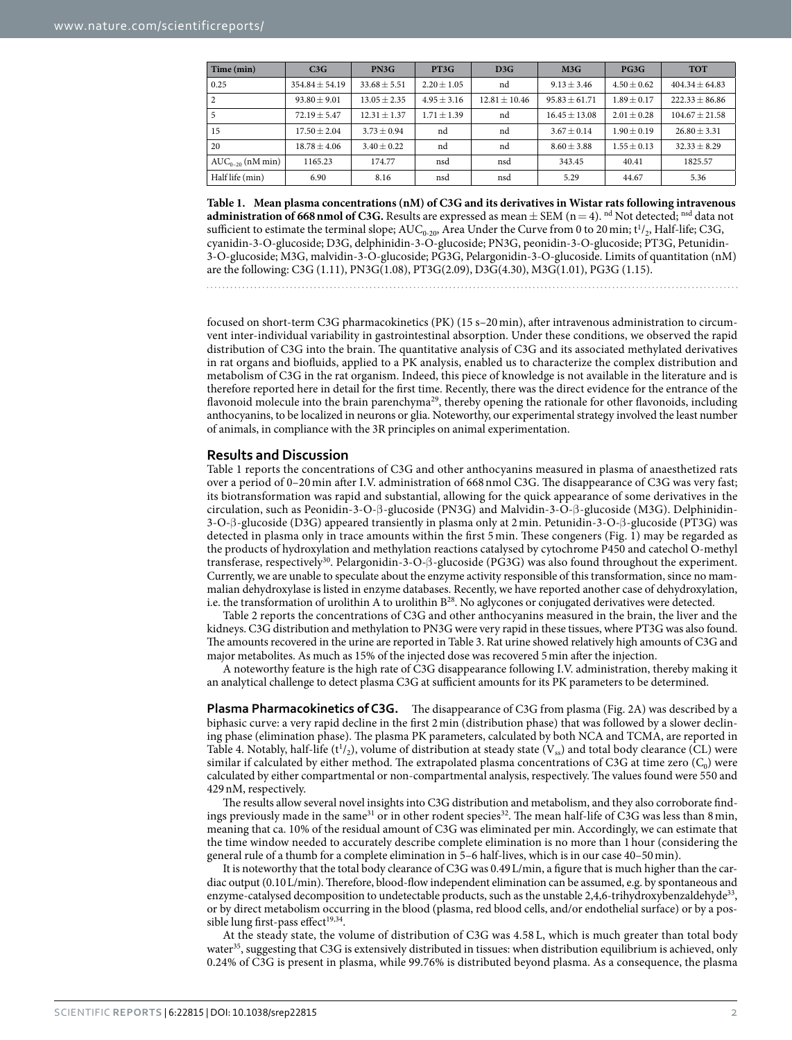| Time (min) | C3G | PN3G | PT3G | D3G | M3G | PG3G | TOT |
|---|---|---|---|---|---|---|---|
| 0.25 | 354.84 ± 54.19 | 33.68 ± 5.51 | 2.20 ± 1.05 | nd | 9.13 ± 3.46 | 4.50 ± 0.62 | 404.34 ± 64.83 |
| 2 | 93.80 ± 9.01 | 13.05 ± 2.35 | 4.95 ± 3.16 | 12.81 ± 10.46 | 95.83 ± 61.71 | 1.89 ± 0.17 | 222.33 ± 86.86 |
| 5 | 72.19 ± 5.47 | 12.31 ± 1.37 | 1.71 ± 1.39 | nd | 16.45 ± 13.08 | 2.01 ± 0.28 | 104.67 ± 21.58 |
| 15 | 17.50 ± 2.04 | 3.73 ± 0.94 | nd | nd | 3.67 ± 0.14 | 1.90 ± 0.19 | 26.80 ± 3.31 |
| 20 | 18.78 ± 4.06 | 3.40 ± 0.22 | nd | nd | 8.60 ± 3.88 | 1.55 ± 0.13 | 32.33 ± 8.29 |
| $AUC_{0-20}$ (nM min) | 1165.23 | 174.77 | nsd | nsd | 343.45 | 40.41 | 1825.57 |
| Half life (min) | 6.90 | 8.16 | nsd | nsd | 5.29 | 44.67 | 5.36 |

**Table 1. Mean plasma concentrations (nM) of C3G and its derivatives in Wistar rats following intravenous administration of 668 nmol of C3G.** Results are expressed as mean ± SEM (n = 4). [nd] Not detected; [nsd] data not sufficient to estimate the terminal slope; $AUC_{0-20}$, Area Under the Curve from 0 to 20 min; $t^1/_2$, Half-life; C3G, cyanidin-3-O-glucoside; D3G, delphinidin-3-O-glucoside; PN3G, peonidin-3-O-glucoside; PT3G, Petunidin-3-O-glucoside; M3G, malvidin-3-O-glucoside; PG3G, Pelargonidin-3-O-glucoside. Limits of quantitation (nM) are the following: C3G (1.11), PN3G(1.08), PT3G(2.09), D3G(4.30), M3G(1.01), PG3G (1.15).

focused on short-term C3G pharmacokinetics (PK) (15 s–20 min), after intravenous administration to circumvent inter-individual variability in gastrointestinal absorption. Under these conditions, we observed the rapid distribution of C3G into the brain. The quantitative analysis of C3G and its associated methylated derivatives in rat organs and biofluids, applied to a PK analysis, enabled us to characterize the complex distribution and metabolism of C3G in the rat organism. Indeed, this piece of knowledge is not available in the literature and is therefore reported here in detail for the first time. Recently, there was the direct evidence for the entrance of the flavonoid molecule into the brain parenchyma[29], thereby opening the rationale for other flavonoids, including anthocyanins, to be localized in neurons or glia. Noteworthy, our experimental strategy involved the least number of animals, in compliance with the 3R principles on animal experimentation.

## Results and Discussion

Table 1 reports the concentrations of C3G and other anthocyanins measured in plasma of anaesthetized rats over a period of 0–20 min after I.V. administration of 668 nmol C3G. The disappearance of C3G was very fast; its biotransformation was rapid and substantial, allowing for the quick appearance of some derivatives in the circulation, such as Peonidin-3-O-β-glucoside (PN3G) and Malvidin-3-O-β-glucoside (M3G). Delphinidin-3-O-β-glucoside (D3G) appeared transiently in plasma only at 2 min. Petunidin-3-O-β-glucoside (PT3G) was detected in plasma only in trace amounts within the first 5 min. These congeners (Fig. 1) may be regarded as the products of hydroxylation and methylation reactions catalysed by cytochrome P450 and catechol O-methyl transferase, respectively[30]. Pelargonidin-3-O-β-glucoside (PG3G) was also found throughout the experiment. Currently, we are unable to speculate about the enzyme activity responsible for this transformation, since no mammalian dehydroxylase is listed in enzyme databases. Recently, we have reported another case of dehydroxylation, i.e. the transformation of urolithin A to urolithin B[28]. No aglycones or conjugated derivatives were detected.

Table 2 reports the concentrations of C3G and other anthocyanins measured in the brain, the liver and the kidneys. C3G distribution and methylation to PN3G were very rapid in these tissues, where PT3G was also found. The amounts recovered in the urine are reported in Table 3. Rat urine showed relatively high amounts of C3G and major metabolites. As much as 15% of the injected dose was recovered 5 min after the injection.

A noteworthy feature is the high rate of C3G disappearance following I.V. administration, thereby making it an analytical challenge to detect plasma C3G at sufficient amounts for its PK parameters to be determined.

**Plasma Pharmacokinetics of C3G.** The disappearance of C3G from plasma (Fig. 2A) was described by a biphasic curve: a very rapid decline in the first 2 min (distribution phase) that was followed by a slower declining phase (elimination phase). The plasma PK parameters, calculated by both NCA and TCMA, are reported in Table 4. Notably, half-life ($t^1/_2$), volume of distribution at steady state ($V_{ss}$) and total body clearance (CL) were similar if calculated by either method. The extrapolated plasma concentrations of C3G at time zero ($C_0$) were calculated by either compartmental or non-compartmental analysis, respectively. The values found were 550 and 429 nM, respectively.

The results allow several novel insights into C3G distribution and metabolism, and they also corroborate findings previously made in the same[31] or in other rodent species[32]. The mean half-life of C3G was less than 8 min, meaning that ca. 10% of the residual amount of C3G was eliminated per min. Accordingly, we can estimate that the time window needed to accurately describe complete elimination is no more than 1 hour (considering the general rule of a thumb for a complete elimination in 5–6 half-lives, which is in our case 40–50 min).

It is noteworthy that the total body clearance of C3G was 0.49 L/min, a figure that is much higher than the cardiac output (0.10 L/min). Therefore, blood-flow independent elimination can be assumed, e.g. by spontaneous and enzyme-catalysed decomposition to undetectable products, such as the unstable 2,4,6-trihydroxybenzaldehyde[33], or by direct metabolism occurring in the blood (plasma, red blood cells, and/or endothelial surface) or by a possible lung first-pass effect[19,34].

At the steady state, the volume of distribution of C3G was 4.58 L, which is much greater than total body water[35], suggesting that C3G is extensively distributed in tissues: when distribution equilibrium is achieved, only 0.24% of C3G is present in plasma, while 99.76% is distributed beyond plasma. As a consequence, the plasma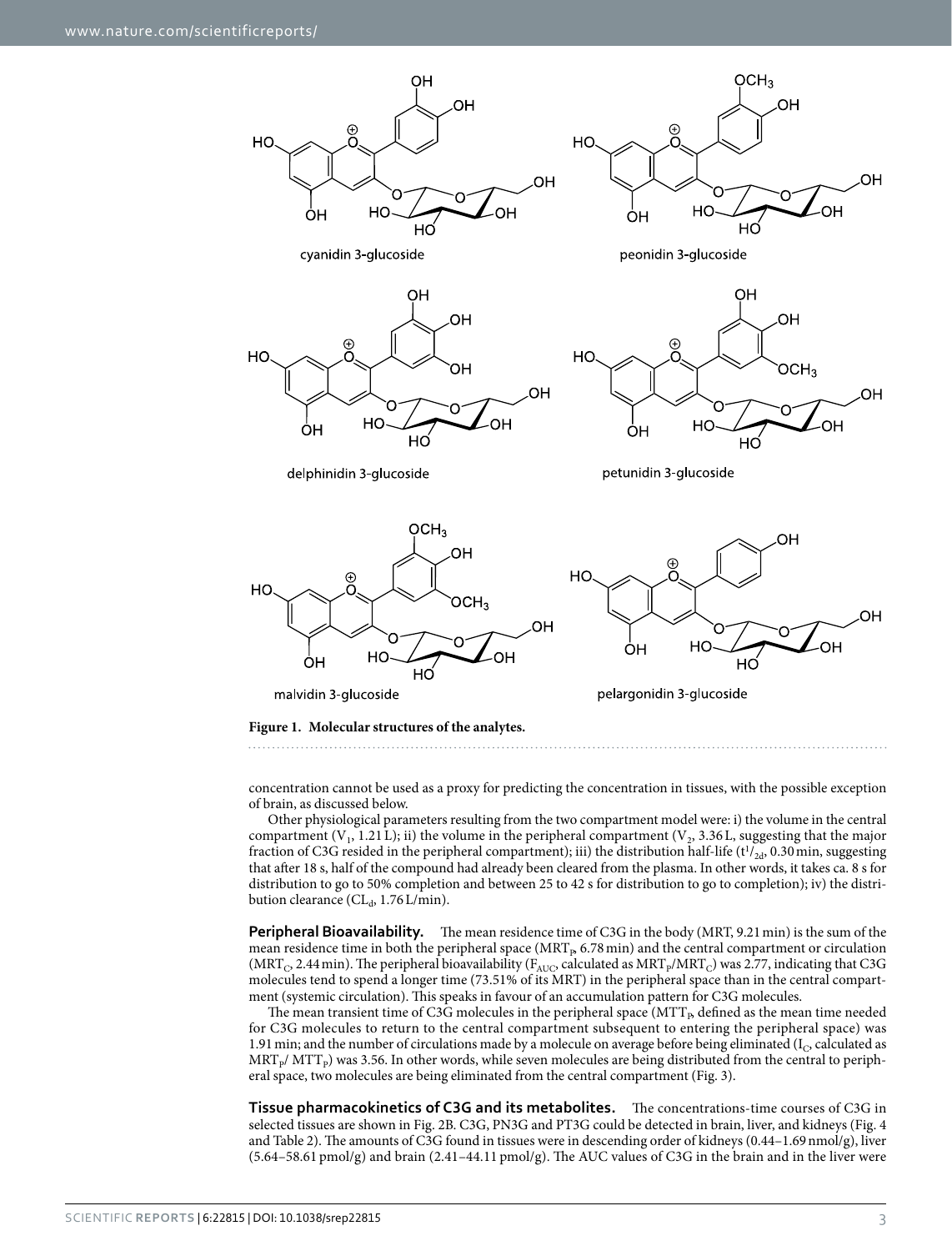**Figure 1. Molecular structures of the analytes.**

concentration cannot be used as a proxy for predicting the concentration in tissues, with the possible exception of brain, as discussed below.

Other physiological parameters resulting from the two compartment model were: i) the volume in the central compartment ($V_1$, 1.21 L); ii) the volume in the peripheral compartment ($V_2$, 3.36 L, suggesting that the major fraction of C3G resided in the peripheral compartment); iii) the distribution half-life ($t^1/_{2d}$, 0.30 min, suggesting that after 18 s, half of the compound had already been cleared from the plasma. In other words, it takes ca. 8 s for distribution to go to 50% completion and between 25 to 42 s for distribution to go to completion); iv) the distribution clearance ($CL_d$, 1.76 L/min).

**Peripheral Bioavailability.** The mean residence time of C3G in the body (MRT, 9.21 min) is the sum of the mean residence time in both the peripheral space ($MRT_P$, 6.78 min) and the central compartment or circulation ($MRT_C$, 2.44 min). The peripheral bioavailability ($F_{AUC}$, calculated as $MRT_P/MRT_C$) was 2.77, indicating that C3G molecules tend to spend a longer time (73.51% of its MRT) in the peripheral space than in the central compartment (systemic circulation). This speaks in favour of an accumulation pattern for C3G molecules.

The mean transient time of C3G molecules in the peripheral space ($MTT_P$, defined as the mean time needed for C3G molecules to return to the central compartment subsequent to entering the peripheral space) was 1.91 min; and the number of circulations made by a molecule on average before being eliminated ($I_C$, calculated as $MRT_P/ MTT_P$) was 3.56. In other words, while seven molecules are being distributed from the central to peripheral space, two molecules are being eliminated from the central compartment (Fig. 3).

**Tissue pharmacokinetics of C3G and its metabolites.** The concentrations-time courses of C3G in selected tissues are shown in Fig. 2B. C3G, PN3G and PT3G could be detected in brain, liver, and kidneys (Fig. 4 and Table 2). The amounts of C3G found in tissues were in descending order of kidneys (0.44–1.69 nmol/g), liver (5.64–58.61 pmol/g) and brain (2.41–44.11 pmol/g). The AUC values of C3G in the brain and in the liver were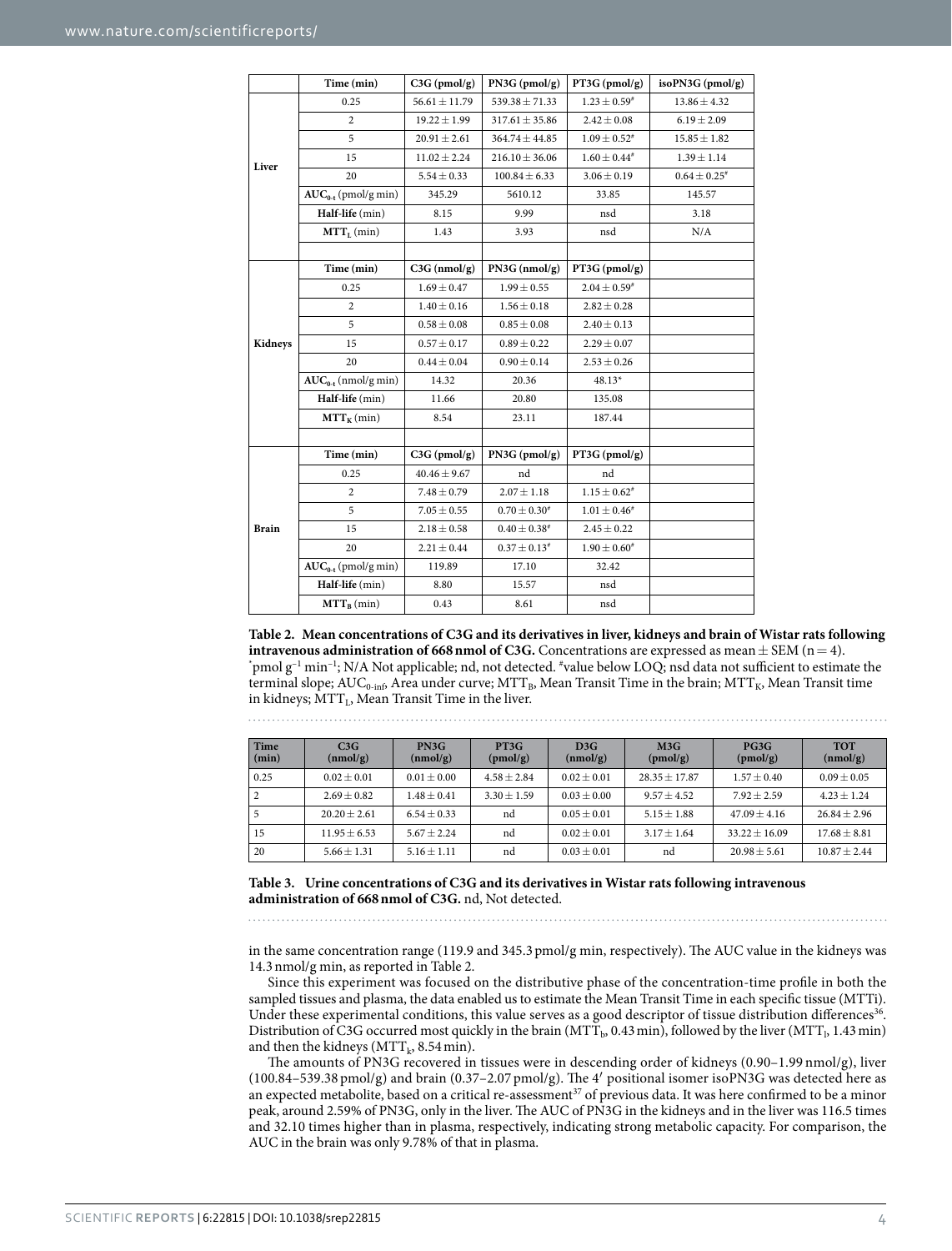| | Time (min) | C3G (pmol/g) | PN3G (pmol/g) | PT3G (pmol/g) | isoPN3G (pmol/g) |
|---|---|---|---|---|---|
| Liver | 0.25 | 56.61 ± 11.79 | 539.38 ± 71.33 | 1.23 ± 0.59[#] | 13.86 ± 4.32 |
| | 2 | 19.22 ± 1.99 | 317.61 ± 35.86 | 2.42 ± 0.08 | 6.19 ± 2.09 |
| | 5 | 20.91 ± 2.61 | 364.74 ± 44.85 | 1.09 ± 0.52[#] | 15.85 ± 1.82 |
| | 15 | 11.02 ± 2.24 | 216.10 ± 36.06 | 1.60 ± 0.44[#] | 1.39 ± 1.14 |
| | 20 | 5.54 ± 0.33 | 100.84 ± 6.33 | 3.06 ± 0.19 | 0.64 ± 0.25[#] |
| | $AUC_{0-t}$ (pmol/g min) | 345.29 | 5610.12 | 33.85 | 145.57 |
| | Half-life (min) | 8.15 | 9.99 | nsd | 3.18 |
| | $MTT_L$ (min) | 1.43 | 3.93 | nsd | N/A |
| | | | | | |
| Kidneys | Time (min) | C3G (nmol/g) | PN3G (nmol/g) | PT3G (pmol/g) | |
| | 0.25 | 1.69 ± 0.47 | 1.99 ± 0.55 | 2.04 ± 0.59[#] | |
| | 2 | 1.40 ± 0.16 | 1.56 ± 0.18 | 2.82 ± 0.28 | |
| | 5 | 0.58 ± 0.08 | 0.85 ± 0.08 | 2.40 ± 0.13 | |
| | 15 | 0.57 ± 0.17 | 0.89 ± 0.22 | 2.29 ± 0.07 | |
| | 20 | 0.44 ± 0.04 | 0.90 ± 0.14 | 2.53 ± 0.26 | |
| | $AUC_{0-t}$ (nmol/g min) | 14.32 | 20.36 | 48.13* | |
| | Half-life (min) | 11.66 | 20.80 | 135.08 | |
| | $MTT_K$ (min) | 8.54 | 23.11 | 187.44 | |
| | | | | | |
| Brain | Time (min) | C3G (pmol/g) | PN3G (pmol/g) | PT3G (pmol/g) | |
| | 0.25 | 40.46 ± 9.67 | nd | nd | |
| | 2 | 7.48 ± 0.79 | 2.07 ± 1.18 | 1.15 ± 0.62[#] | |
| | 5 | 7.05 ± 0.55 | 0.70 ± 0.30[#] | 1.01 ± 0.46[#] | |
| | 15 | 2.18 ± 0.58 | 0.40 ± 0.38[#] | 2.45 ± 0.22 | |
| | 20 | 2.21 ± 0.44 | 0.37 ± 0.13[#] | 1.90 ± 0.60[#] | |
| | $AUC_{0-t}$ (pmol/g min) | 119.89 | 17.10 | 32.42 | |
| | Half-life (min) | 8.80 | 15.57 | nsd | |
| | $MTT_B$ (min) | 0.43 | 8.61 | nsd | |

**Table 2. Mean concentrations of C3G and its derivatives in liver, kidneys and brain of Wistar rats following intravenous administration of 668 nmol of C3G.** Concentrations are expressed as mean ± SEM (n = 4). *pmol $g^{-1}$ $min^{-1}$; N/A Not applicable; nd, not detected. #value below LOQ; nsd data not sufficient to estimate the terminal slope; $AUC_{0-inf}$, Area under curve; $MTT_B$, Mean Transit Time in the brain; $MTT_K$, Mean Transit time in kidneys; $MTT_L$, Mean Transit Time in the liver.

| Time (min) | C3G (nmol/g) | PN3G (nmol/g) | PT3G (pmol/g) | D3G (nmol/g) | M3G (pmol/g) | PG3G (pmol/g) | TOT (nmol/g) |
|---|---|---|---|---|---|---|---|
| 0.25 | 0.02 ± 0.01 | 0.01 ± 0.00 | 4.58 ± 2.84 | 0.02 ± 0.01 | 28.35 ± 17.87 | 1.57 ± 0.40 | 0.09 ± 0.05 |
| 2 | 2.69 ± 0.82 | 1.48 ± 0.41 | 3.30 ± 1.59 | 0.03 ± 0.00 | 9.57 ± 4.52 | 7.92 ± 2.59 | 4.23 ± 1.24 |
| 5 | 20.20 ± 2.61 | 6.54 ± 0.33 | nd | 0.05 ± 0.01 | 5.15 ± 1.88 | 47.09 ± 4.16 | 26.84 ± 2.96 |
| 15 | 11.95 ± 6.53 | 5.67 ± 2.24 | nd | 0.02 ± 0.01 | 3.17 ± 1.64 | 33.22 ± 16.09 | 17.68 ± 8.81 |
| 20 | 5.66 ± 1.31 | 5.16 ± 1.11 | nd | 0.03 ± 0.01 | nd | 20.98 ± 5.61 | 10.87 ± 2.44 |

**Table 3. Urine concentrations of C3G and its derivatives in Wistar rats following intravenous administration of 668 nmol of C3G.** nd, Not detected.

in the same concentration range (119.9 and 345.3 pmol/g min, respectively). The AUC value in the kidneys was 14.3 nmol/g min, as reported in Table 2.

Since this experiment was focused on the distributive phase of the concentration-time profile in both the sampled tissues and plasma, the data enabled us to estimate the Mean Transit Time in each specific tissue (MTTi). Under these experimental conditions, this value serves as a good descriptor of tissue distribution differences[36]. Distribution of C3G occurred most quickly in the brain ($MTT_b$, 0.43 min), followed by the liver ($MTT_l$, 1.43 min) and then the kidneys ($MTT_k$, 8.54 min).

The amounts of PN3G recovered in tissues were in descending order of kidneys (0.90–1.99 nmol/g), liver (100.84–539.38 pmol/g) and brain (0.37–2.07 pmol/g). The 4′ positional isomer isoPN3G was detected here as an expected metabolite, based on a critical re-assessment[37] of previous data. It was here confirmed to be a minor peak, around 2.59% of PN3G, only in the liver. The AUC of PN3G in the kidneys and in the liver was 116.5 times and 32.10 times higher than in plasma, respectively, indicating strong metabolic capacity. For comparison, the AUC in the brain was only 9.78% of that in plasma.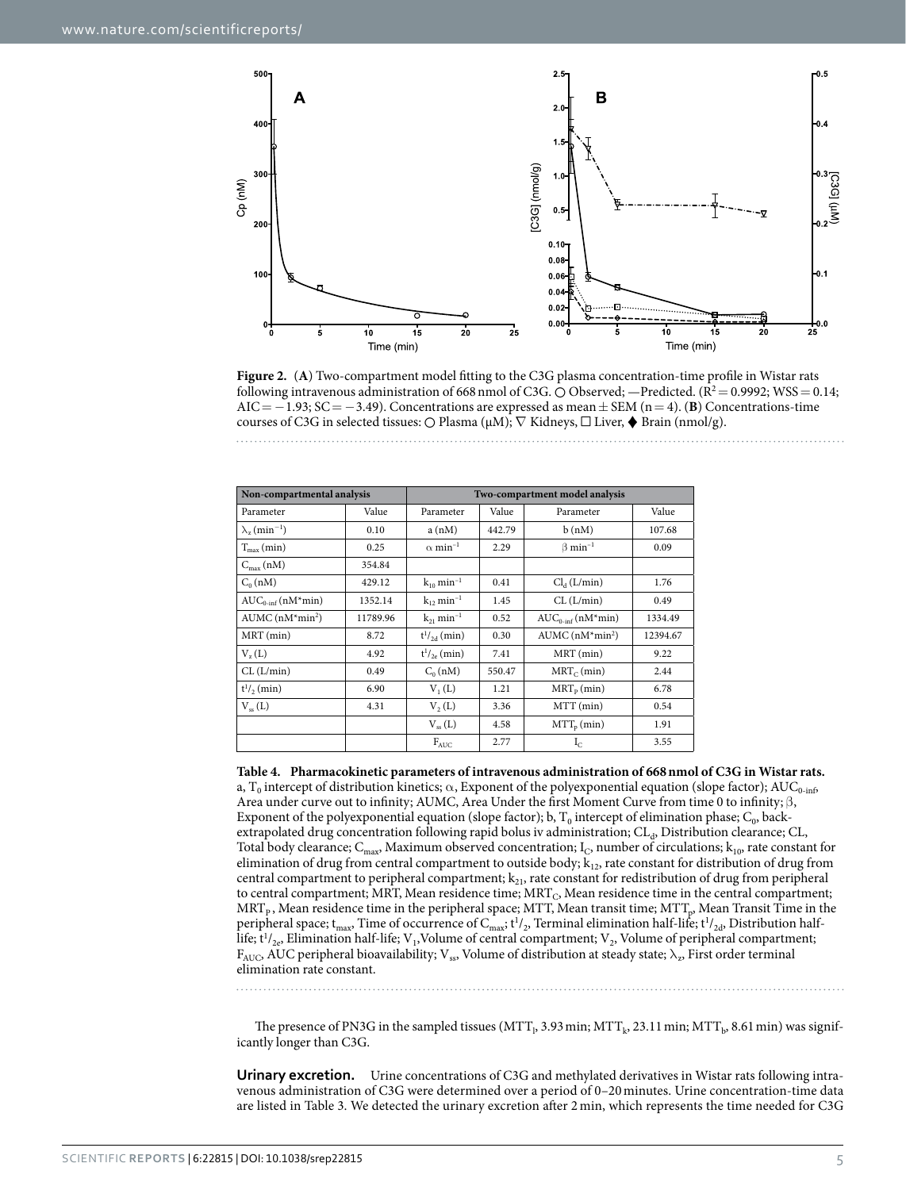**Figure 2.** (**A**) Two-compartment model fitting to the C3G plasma concentration-time profile in Wistar rats following intravenous administration of 668 nmol of C3G. ○ Observed; —Predicted. ($R^2 = 0.9992$; WSS = 0.14; AIC = −1.93; SC = −3.49). Concentrations are expressed as mean ± SEM (n = 4). (**B**) Concentrations-time courses of C3G in selected tissues: ○ Plasma (μM); ▽ Kidneys, □ Liver, ♦ Brain (nmol/g).

| Non-compartmental analysis | | Two-compartment model analysis | | | |
|---|---|---|---|---|---|
| Parameter | Value | Parameter | Value | Parameter | Value |
| $\lambda_z$ (min$^{-1}$) | 0.10 | a (nM) | 442.79 | b (nM) | 107.68 |
| $T_{max}$ (min) | 0.25 | $\alpha$ min$^{-1}$ | 2.29 | $\beta$ min$^{-1}$ | 0.09 |
| $C_{max}$ (nM) | 354.84 | | | | |
| $C_0$ (nM) | 429.12 | $k_{10}$ min$^{-1}$ | 0.41 | $CL_d$ (L/min) | 1.76 |
| $AUC_{0\text{-}inf}$ (nM*min) | 1352.14 | $k_{12}$ min$^{-1}$ | 1.45 | CL (L/min) | 0.49 |
| AUMC (nM*min$^2$) | 11789.96 | $k_{21}$ min$^{-1}$ | 0.52 | $AUC_{0\text{-}inf}$ (nM*min) | 1334.49 |
| MRT (min) | 8.72 | $t^1/_{2d}$ (min) | 0.30 | AUMC (nM*min$^2$) | 12394.67 |
| $V_z$ (L) | 4.92 | $t^1/_{2e}$ (min) | 7.41 | MRT (min) | 9.22 |
| CL (L/min) | 0.49 | $C_0$ (nM) | 550.47 | $MRT_C$ (min) | 2.44 |
| $t^1/_2$ (min) | 6.90 | $V_1$ (L) | 1.21 | $MRT_P$ (min) | 6.78 |
| $V_{ss}$ (L) | 4.31 | $V_2$ (L) | 3.36 | MTT (min) | 0.54 |
| | | $V_{ss}$ (L) | 4.58 | $MTT_P$ (min) | 1.91 |
| | | $F_{AUC}$ | 2.77 | $I_C$ | 3.55 |

**Table 4. Pharmacokinetic parameters of intravenous administration of 668 nmol of C3G in Wistar rats.** a, $T_0$ intercept of distribution kinetics; $\alpha$, Exponent of the polyexponential equation (slope factor); $AUC_{0\text{-}inf}$, Area under curve out to infinity; AUMC, Area Under the first Moment Curve from time 0 to infinity; $\beta$, Exponent of the polyexponential equation (slope factor); b, $T_0$ intercept of elimination phase; $C_0$, back-extrapolated drug concentration following rapid bolus iv administration; $CL_d$, Distribution clearance; CL, Total body clearance; $C_{max}$, Maximum observed concentration; $I_C$, number of circulations; $k_{10}$, rate constant for elimination of drug from central compartment to outside body; $k_{12}$, rate constant for distribution of drug from central compartment to peripheral compartment; $k_{21}$, rate constant for redistribution of drug from peripheral to central compartment; MRT, Mean residence time; $MRT_C$, Mean residence time in the central compartment; $MRT_P$, Mean residence time in the peripheral space; MTT, Mean transit time; $MTT_p$, Mean Transit Time in the peripheral space; $t_{max}$, Time of occurrence of $C_{max}$; $t^1/_2$, Terminal elimination half-life; $t^1/_{2d}$, Distribution half-life; $t^1/_{2e}$, Elimination half-life; $V_1$, Volume of central compartment; $V_2$, Volume of peripheral compartment; $F_{AUC}$, AUC peripheral bioavailability; $V_{ss}$, Volume of distribution at steady state; $\lambda_z$, First order terminal elimination rate constant.

The presence of PN3G in the sampled tissues ($MTT_l$, 3.93 min; $MTT_k$, 23.11 min; $MTT_b$, 8.61 min) was significantly longer than C3G.

**Urinary excretion.** Urine concentrations of C3G and methylated derivatives in Wistar rats following intravenous administration of C3G were determined over a period of 0–20 minutes. Urine concentration-time data are listed in Table 3. We detected the urinary excretion after 2 min, which represents the time needed for C3G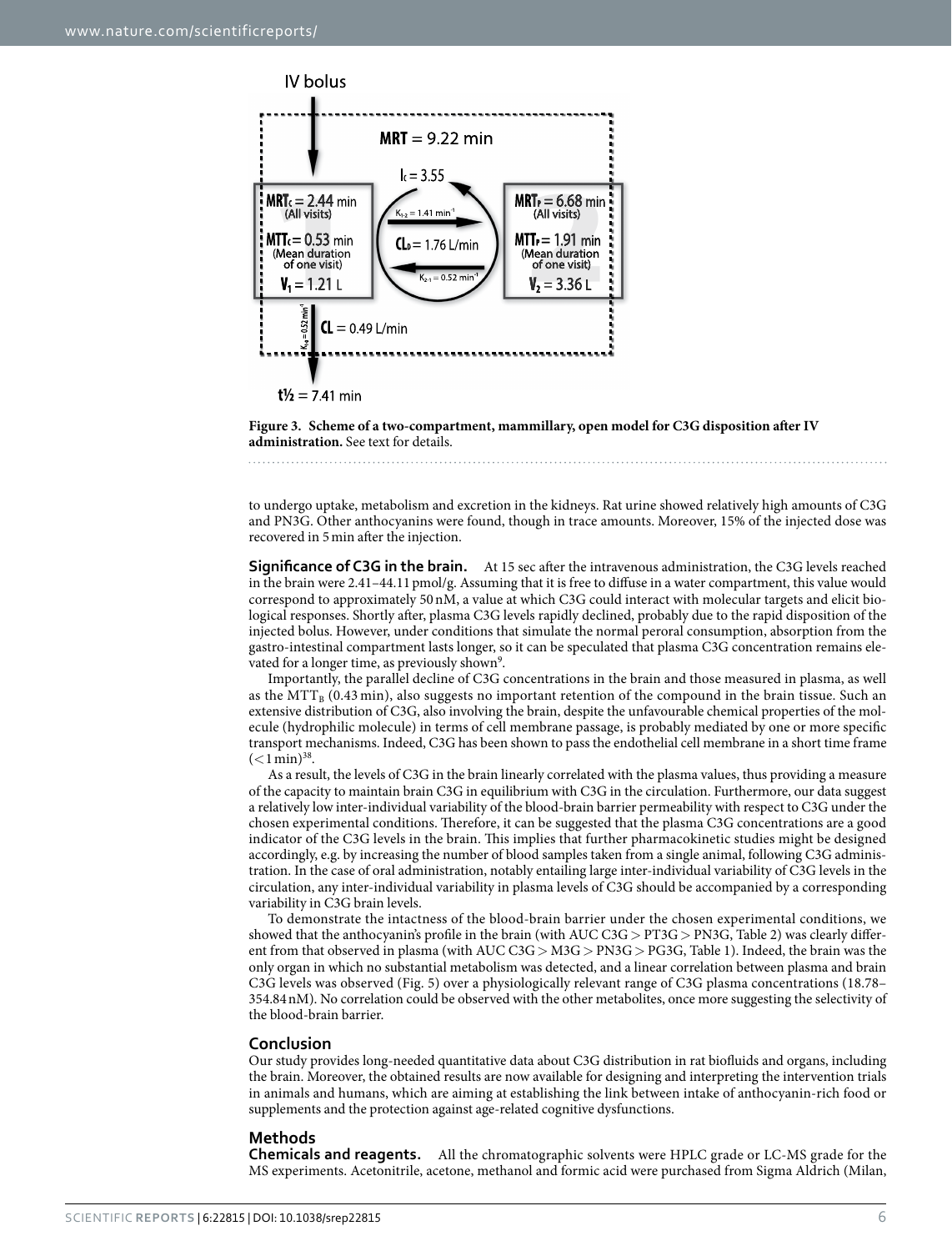**Figure 3. Scheme of a two-compartment, mammillary, open model for C3G disposition after IV administration.** See text for details.

to undergo uptake, metabolism and excretion in the kidneys. Rat urine showed relatively high amounts of C3G and PN3G. Other anthocyanins were found, though in trace amounts. Moreover, 15% of the injected dose was recovered in 5 min after the injection.

**Significance of C3G in the brain.** At 15 sec after the intravenous administration, the C3G levels reached in the brain were 2.41–44.11 pmol/g. Assuming that it is free to diffuse in a water compartment, this value would correspond to approximately 50 nM, a value at which C3G could interact with molecular targets and elicit biological responses. Shortly after, plasma C3G levels rapidly declined, probably due to the rapid disposition of the injected bolus. However, under conditions that simulate the normal peroral consumption, absorption from the gastro-intestinal compartment lasts longer, so it can be speculated that plasma C3G concentration remains elevated for a longer time, as previously shown[9].

Importantly, the parallel decline of C3G concentrations in the brain and those measured in plasma, as well as the $MTT_B$ (0.43 min), also suggests no important retention of the compound in the brain tissue. Such an extensive distribution of C3G, also involving the brain, despite the unfavourable chemical properties of the molecule (hydrophilic molecule) in terms of cell membrane passage, is probably mediated by one or more specific transport mechanisms. Indeed, C3G has been shown to pass the endothelial cell membrane in a short time frame ($<1$ min)[38].

As a result, the levels of C3G in the brain linearly correlated with the plasma values, thus providing a measure of the capacity to maintain brain C3G in equilibrium with C3G in the circulation. Furthermore, our data suggest a relatively low inter-individual variability of the blood-brain barrier permeability with respect to C3G under the chosen experimental conditions. Therefore, it can be suggested that the plasma C3G concentrations are a good indicator of the C3G levels in the brain. This implies that further pharmacokinetic studies might be designed accordingly, e.g. by increasing the number of blood samples taken from a single animal, following C3G administration. In the case of oral administration, notably entailing large inter-individual variability of C3G levels in the circulation, any inter-individual variability in plasma levels of C3G should be accompanied by a corresponding variability in C3G brain levels.

To demonstrate the intactness of the blood-brain barrier under the chosen experimental conditions, we showed that the anthocyanin's profile in the brain (with AUC C3G > PT3G > PN3G, Table 2) was clearly different from that observed in plasma (with AUC C3G > M3G > PN3G > PG3G, Table 1). Indeed, the brain was the only organ in which no substantial metabolism was detected, and a linear correlation between plasma and brain C3G levels was observed (Fig. 5) over a physiologically relevant range of C3G plasma concentrations (18.78–354.84 nM). No correlation could be observed with the other metabolites, once more suggesting the selectivity of the blood-brain barrier.

## Conclusion

Our study provides long-needed quantitative data about C3G distribution in rat biofluids and organs, including the brain. Moreover, the obtained results are now available for designing and interpreting the intervention trials in animals and humans, which are aiming at establishing the link between intake of anthocyanin-rich food or supplements and the protection against age-related cognitive dysfunctions.

## Methods

**Chemicals and reagents.** All the chromatographic solvents were HPLC grade or LC-MS grade for the MS experiments. Acetonitrile, acetone, methanol and formic acid were purchased from Sigma Aldrich (Milan,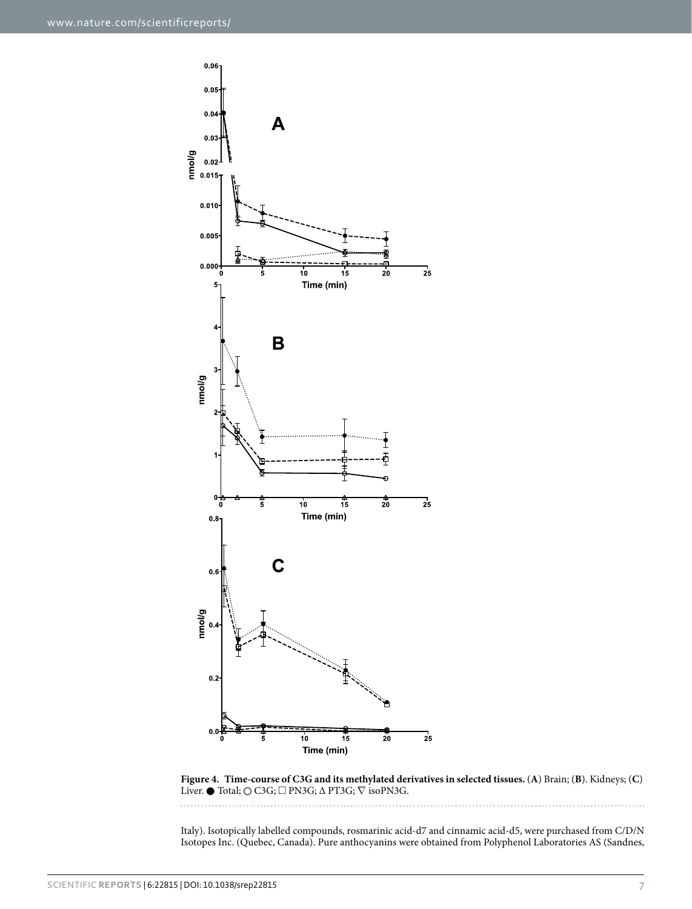**Figure 4. Time-course of C3G and its methylated derivatives in selected tissues.** (**A**) Brain; (**B**). Kidneys; (**C**) Liver. ● Total; ○ C3G; □ PN3G; Δ PT3G; ∇ isoPN3G.

Italy). Isotopically labelled compounds, rosmarinic acid-d7 and cinnamic acid-d5, were purchased from C/D/N Isotopes Inc. (Quebec, Canada). Pure anthocyanins were obtained from Polyphenol Laboratories AS (Sandnes,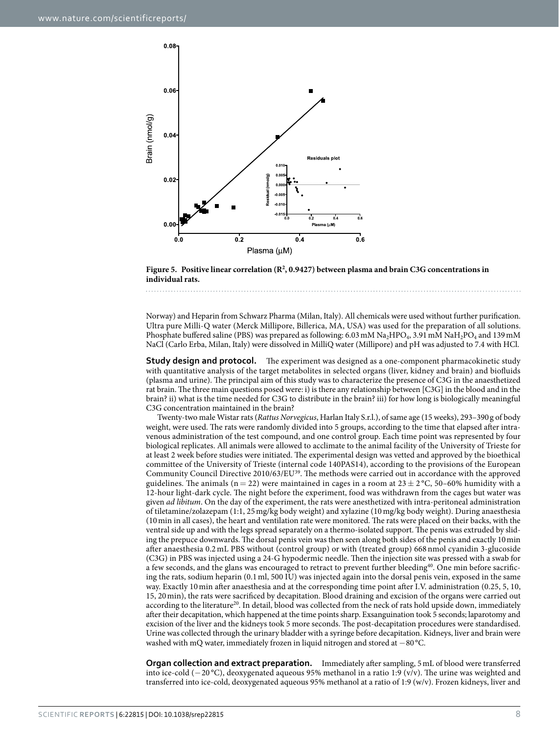**Figure 5. Positive linear correlation ($R^2$, 0.9427) between plasma and brain C3G concentrations in individual rats.**

Norway) and Heparin from Schwarz Pharma (Milan, Italy). All chemicals were used without further purification. Ultra pure Milli-Q water (Merck Millipore, Billerica, MA, USA) was used for the preparation of all solutions. Phosphate buffered saline (PBS) was prepared as following: 6.03 mM $Na_2HPO_4$, 3.91 mM $NaH_2PO_4$ and 139 mM NaCl (Carlo Erba, Milan, Italy) were dissolved in MilliQ water (Millipore) and pH was adjusted to 7.4 with HCl.

**Study design and protocol.** The experiment was designed as a one-component pharmacokinetic study with quantitative analysis of the target metabolites in selected organs (liver, kidney and brain) and biofluids (plasma and urine). The principal aim of this study was to characterize the presence of C3G in the anaesthetized rat brain. The three main questions posed were: i) is there any relationship between [C3G] in the blood and in the brain? ii) what is the time needed for C3G to distribute in the brain? iii) for how long is biologically meaningful C3G concentration maintained in the brain?

Twenty-two male Wistar rats (*Rattus Norvegicus*, Harlan Italy S.r.l.), of same age (15 weeks), 293–390 g of body weight, were used. The rats were randomly divided into 5 groups, according to the time that elapsed after intravenous administration of the test compound, and one control group. Each time point was represented by four biological replicates. All animals were allowed to acclimate to the animal facility of the University of Trieste for at least 2 week before studies were initiated. The experimental design was vetted and approved by the bioethical committee of the University of Trieste (internal code 140PAS14), according to the provisions of the European Community Council Directive 2010/63/EU[39]. The methods were carried out in accordance with the approved guidelines. The animals (n = 22) were maintained in cages in a room at 23 ± 2 °C, 50–60% humidity with a 12-hour light-dark cycle. The night before the experiment, food was withdrawn from the cages but water was given *ad libitum*. On the day of the experiment, the rats were anesthetized with intra-peritoneal administration of tiletamine/zolazepam (1:1, 25 mg/kg body weight) and xylazine (10 mg/kg body weight). During anaesthesia (10 min in all cases), the heart and ventilation rate were monitored. The rats were placed on their backs, with the ventral side up and with the legs spread separately on a thermo-isolated support. The penis was extruded by sliding the prepuce downwards. The dorsal penis vein was then seen along both sides of the penis and exactly 10 min after anaesthesia 0.2 mL PBS without (control group) or with (treated group) 668 nmol cyanidin 3-glucoside (C3G) in PBS was injected using a 24-G hypodermic needle. Then the injection site was pressed with a swab for a few seconds, and the glans was encouraged to retract to prevent further bleeding[40]. One min before sacrificing the rats, sodium heparin (0.1 ml, 500 IU) was injected again into the dorsal penis vein, exposed in the same way. Exactly 10 min after anaesthesia and at the corresponding time point after I.V. administration (0.25, 5, 10, 15, 20 min), the rats were sacrificed by decapitation. Blood draining and excision of the organs were carried out according to the literature[20]. In detail, blood was collected from the neck of rats hold upside down, immediately after their decapitation, which happened at the time points sharp. Exsanguination took 5 seconds; laparotomy and excision of the liver and the kidneys took 5 more seconds. The post-decapitation procedures were standardised. Urine was collected through the urinary bladder with a syringe before decapitation. Kidneys, liver and brain were washed with mQ water, immediately frozen in liquid nitrogen and stored at −80 °C.

**Organ collection and extract preparation.** Immediately after sampling, 5 mL of blood were transferred into ice-cold (−20 °C), deoxygenated aqueous 95% methanol in a ratio 1:9 (v/v). The urine was weighted and transferred into ice-cold, deoxygenated aqueous 95% methanol at a ratio of 1:9 (w/v). Frozen kidneys, liver and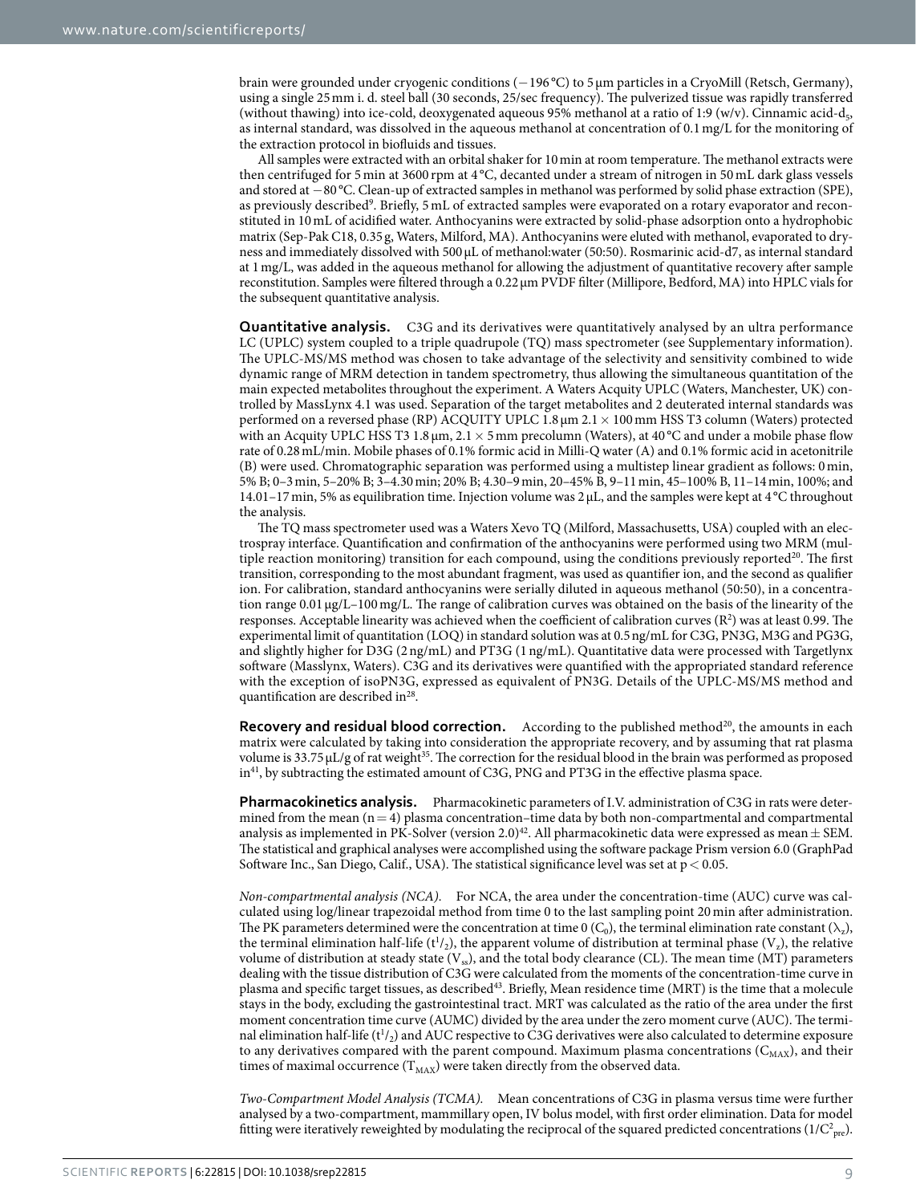brain were grounded under cryogenic conditions (−196 °C) to 5 μm particles in a CryoMill (Retsch, Germany), using a single 25 mm i. d. steel ball (30 seconds, 25/sec frequency). The pulverized tissue was rapidly transferred (without thawing) into ice-cold, deoxygenated aqueous 95% methanol at a ratio of 1:9 (w/v). Cinnamic acid-$d_5$, as internal standard, was dissolved in the aqueous methanol at concentration of 0.1 mg/L for the monitoring of the extraction protocol in biofluids and tissues.

All samples were extracted with an orbital shaker for 10 min at room temperature. The methanol extracts were then centrifuged for 5 min at 3600 rpm at 4 °C, decanted under a stream of nitrogen in 50 mL dark glass vessels and stored at −80 °C. Clean-up of extracted samples in methanol was performed by solid phase extraction (SPE), as previously described[9]. Briefly, 5 mL of extracted samples were evaporated on a rotary evaporator and reconstituted in 10 mL of acidified water. Anthocyanins were extracted by solid-phase adsorption onto a hydrophobic matrix (Sep-Pak C18, 0.35 g, Waters, Milford, MA). Anthocyanins were eluted with methanol, evaporated to dryness and immediately dissolved with 500 μL of methanol:water (50:50). Rosmarinic acid-d7, as internal standard at 1 mg/L, was added in the aqueous methanol for allowing the adjustment of quantitative recovery after sample reconstitution. Samples were filtered through a 0.22 μm PVDF filter (Millipore, Bedford, MA) into HPLC vials for the subsequent quantitative analysis.

**Quantitative analysis.** C3G and its derivatives were quantitatively analysed by an ultra performance LC (UPLC) system coupled to a triple quadrupole (TQ) mass spectrometer (see Supplementary information). The UPLC-MS/MS method was chosen to take advantage of the selectivity and sensitivity combined to wide dynamic range of MRM detection in tandem spectrometry, thus allowing the simultaneous quantitation of the main expected metabolites throughout the experiment. A Waters Acquity UPLC (Waters, Manchester, UK) controlled by MassLynx 4.1 was used. Separation of the target metabolites and 2 deuterated internal standards was performed on a reversed phase (RP) ACQUITY UPLC 1.8 μm 2.1 × 100 mm HSS T3 column (Waters) protected with an Acquity UPLC HSS T3 1.8 μm, 2.1 × 5 mm precolumn (Waters), at 40 °C and under a mobile phase flow rate of 0.28 mL/min. Mobile phases of 0.1% formic acid in Milli-Q water (A) and 0.1% formic acid in acetonitrile (B) were used. Chromatographic separation was performed using a multistep linear gradient as follows: 0 min, 5% B; 0–3 min, 5–20% B; 3–4.30 min; 20% B; 4.30–9 min, 20–45% B, 9–11 min, 45–100% B, 11–14 min, 100%; and 14.01–17 min, 5% as equilibration time. Injection volume was 2 μL, and the samples were kept at 4 °C throughout the analysis.

The TQ mass spectrometer used was a Waters Xevo TQ (Milford, Massachusetts, USA) coupled with an electrospray interface. Quantification and confirmation of the anthocyanins were performed using two MRM (multiple reaction monitoring) transition for each compound, using the conditions previously reported[20]. The first transition, corresponding to the most abundant fragment, was used as quantifier ion, and the second as qualifier ion. For calibration, standard anthocyanins were serially diluted in aqueous methanol (50:50), in a concentration range 0.01 μg/L–100 mg/L. The range of calibration curves was obtained on the basis of the linearity of the responses. Acceptable linearity was achieved when the coefficient of calibration curves ($R^2$) was at least 0.99. The experimental limit of quantitation (LOQ) in standard solution was at 0.5 ng/mL for C3G, PN3G, M3G and PG3G, and slightly higher for D3G (2 ng/mL) and PT3G (1 ng/mL). Quantitative data were processed with Targetlynx software (Masslynx, Waters). C3G and its derivatives were quantified with the appropriated standard reference with the exception of isoPN3G, expressed as equivalent of PN3G. Details of the UPLC-MS/MS method and quantification are described in[28].

**Recovery and residual blood correction.** According to the published method[20], the amounts in each matrix were calculated by taking into consideration the appropriate recovery, and by assuming that rat plasma volume is 33.75 μL/g of rat weight[35]. The correction for the residual blood in the brain was performed as proposed in[41], by subtracting the estimated amount of C3G, PNG and PT3G in the effective plasma space.

**Pharmacokinetics analysis.** Pharmacokinetic parameters of I.V. administration of C3G in rats were determined from the mean ($n = 4$) plasma concentration–time data by both non-compartmental and compartmental analysis as implemented in PK-Solver (version 2.0)[42]. All pharmacokinetic data were expressed as mean ± SEM. The statistical and graphical analyses were accomplished using the software package Prism version 6.0 (GraphPad Software Inc., San Diego, Calif., USA). The statistical significance level was set at $p < 0.05$.

*Non-compartmental analysis (NCA).* For NCA, the area under the concentration-time (AUC) curve was calculated using log/linear trapezoidal method from time 0 to the last sampling point 20 min after administration. The PK parameters determined were the concentration at time 0 ($C_0$), the terminal elimination rate constant ($\lambda_z$), the terminal elimination half-life ($t^1/_2$), the apparent volume of distribution at terminal phase ($V_z$), the relative volume of distribution at steady state ($V_{ss}$), and the total body clearance (CL). The mean time (MT) parameters dealing with the tissue distribution of C3G were calculated from the moments of the concentration-time curve in plasma and specific target tissues, as described[43]. Briefly, Mean residence time (MRT) is the time that a molecule stays in the body, excluding the gastrointestinal tract. MRT was calculated as the ratio of the area under the first moment concentration time curve (AUMC) divided by the area under the zero moment curve (AUC). The terminal elimination half-life ($t^1/_2$) and AUC respective to C3G derivatives were also calculated to determine exposure to any derivatives compared with the parent compound. Maximum plasma concentrations ($C_{MAX}$), and their times of maximal occurrence ($T_{MAX}$) were taken directly from the observed data.

*Two-Compartment Model Analysis (TCMA).* Mean concentrations of C3G in plasma versus time were further analysed by a two-compartment, mammillary open, IV bolus model, with first order elimination. Data for model fitting were iteratively reweighted by modulating the reciprocal of the squared predicted concentrations ($1/C^2_{pre}$).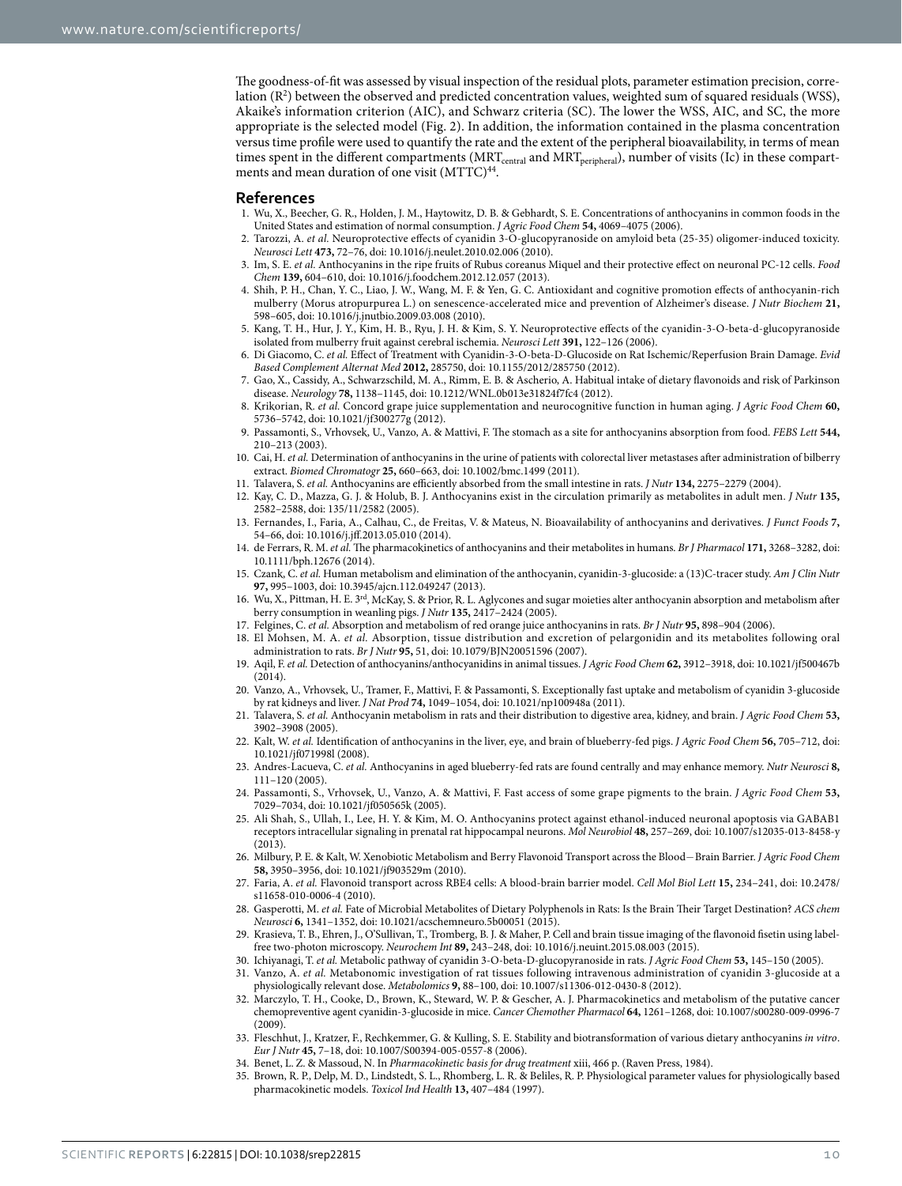The goodness-of-fit was assessed by visual inspection of the residual plots, parameter estimation precision, correlation ($R^2$) between the observed and predicted concentration values, weighted sum of squared residuals (WSS), Akaike's information criterion (AIC), and Schwarz criteria (SC). The lower the WSS, AIC, and SC, the more appropriate is the selected model (Fig. 2). In addition, the information contained in the plasma concentration versus time profile were used to quantify the rate and the extent of the peripheral bioavailability, in terms of mean times spent in the different compartments ($MRT_{central}$ and $MRT_{peripheral}$), number of visits (Ic) in these compartments and mean duration of one visit (MTTC)[44].

## References

1. Wu, X., Beecher, G. R., Holden, J. M., Haytowitz, D. B. & Gebhardt, S. E. Concentrations of anthocyanins in common foods in the United States and estimation of normal consumption. *J Agric Food Chem* **54,** 4069–4075 (2006).
2. Tarozzi, A. *et al.* Neuroprotective effects of cyanidin 3-O-glucopyranoside on amyloid beta (25-35) oligomer-induced toxicity. *Neurosci Lett* **473,** 72–76, doi: 10.1016/j.neulet.2010.02.006 (2010).
3. Im, S. E. *et al.* Anthocyanins in the ripe fruits of Rubus coreanus Miquel and their protective effect on neuronal PC-12 cells. *Food Chem* **139,** 604–610, doi: 10.1016/j.foodchem.2012.12.057 (2013).
4. Shih, P. H., Chan, Y. C., Liao, J. W., Wang, M. F. & Yen, G. C. Antioxidant and cognitive promotion effects of anthocyanin-rich mulberry (Morus atropurpurea L.) on senescence-accelerated mice and prevention of Alzheimer's disease. *J Nutr Biochem* **21,** 598–605, doi: 10.1016/j.jnutbio.2009.03.008 (2010).
5. Kang, T. H., Hur, J. Y., Kim, H. B., Ryu, J. H. & Kim, S. Y. Neuroprotective effects of the cyanidin-3-O-beta-d-glucopyranoside isolated from mulberry fruit against cerebral ischemia. *Neurosci Lett* **391,** 122–126 (2006).
6. Di Giacomo, C. *et al.* Effect of Treatment with Cyanidin-3-O-beta-D-Glucoside on Rat Ischemic/Reperfusion Brain Damage. *Evid Based Complement Alternat Med* **2012,** 285750, doi: 10.1155/2012/285750 (2012).
7. Gao, X., Cassidy, A., Schwarzschild, M. A., Rimm, E. B. & Ascherio, A. Habitual intake of dietary flavonoids and risk of Parkinson disease. *Neurology* **78,** 1138–1145, doi: 10.1212/WNL.0b013e31824f7fc4 (2012).
8. Krikorian, R. *et al.* Concord grape juice supplementation and neurocognitive function in human aging. *J Agric Food Chem* **60,** 5736–5742, doi: 10.1021/jf300277g (2012).
9. Passamonti, S., Vrhovsek, U., Vanzo, A. & Mattivi, F. The stomach as a site for anthocyanins absorption from food. *FEBS Lett* **544,** 210–213 (2003).
10. Cai, H. *et al.* Determination of anthocyanins in the urine of patients with colorectal liver metastases after administration of bilberry extract. *Biomed Chromatogr* **25,** 660–663, doi: 10.1002/bmc.1499 (2011).
11. Talavera, S. *et al.* Anthocyanins are efficiently absorbed from the small intestine in rats. *J Nutr* **134,** 2275–2279 (2004).
12. Kay, C. D., Mazza, G. J. & Holub, B. J. Anthocyanins exist in the circulation primarily as metabolites in adult men. *J Nutr* **135,** 2582–2588, doi: 135/11/2582 (2005).
13. Fernandes, I., Faria, A., Calhau, C., de Freitas, V. & Mateus, N. Bioavailability of anthocyanins and derivatives. *J Funct Foods* **7,** 54–66, doi: 10.1016/j.jff.2013.05.010 (2014).
14. de Ferrars, R. M. *et al.* The pharmacokinetics of anthocyanins and their metabolites in humans. *Br J Pharmacol* **171,** 3268–3282, doi: 10.1111/bph.12676 (2014).
15. Czank, C. *et al.* Human metabolism and elimination of the anthocyanin, cyanidin-3-glucoside: a (13)C-tracer study. *Am J Clin Nutr* **97,** 995–1003, doi: 10.3945/ajcn.112.049247 (2013).
16. Wu, X., Pittman, H. E. 3rd, McKay, S. & Prior, R. L. Aglycones and sugar moieties alter anthocyanin absorption and metabolism after berry consumption in weanling pigs. *J Nutr* **135,** 2417–2424 (2005).
17. Felgines, C. *et al.* Absorption and metabolism of red orange juice anthocyanins in rats. *Br J Nutr* **95,** 898–904 (2006).
18. El Mohsen, M. A. *et al.* Absorption, tissue distribution and excretion of pelargonidin and its metabolites following oral administration to rats. *Br J Nutr* **95,** 51, doi: 10.1079/BJN20051596 (2007).
19. Aqil, F. *et al.* Detection of anthocyanins/anthocyanidins in animal tissues. *J Agric Food Chem* **62,** 3912–3918, doi: 10.1021/jf500467b (2014).
20. Vanzo, A., Vrhovsek, U., Tramer, F., Mattivi, F. & Passamonti, S. Exceptionally fast uptake and metabolism of cyanidin 3-glucoside by rat kidneys and liver. *J Nat Prod* **74,** 1049–1054, doi: 10.1021/np100948a (2011).
21. Talavera, S. *et al.* Anthocyanin metabolism in rats and their distribution to digestive area, kidney, and brain. *J Agric Food Chem* **53,** 3902–3908 (2005).
22. Kalt, W. *et al.* Identification of anthocyanins in the liver, eye, and brain of blueberry-fed pigs. *J Agric Food Chem* **56,** 705–712, doi: 10.1021/jf071998l (2008).
23. Andres-Lacueva, C. *et al.* Anthocyanins in aged blueberry-fed rats are found centrally and may enhance memory. *Nutr Neurosci* **8,** 111–120 (2005).
24. Passamonti, S., Vrhovsek, U., Vanzo, A. & Mattivi, F. Fast access of some grape pigments to the brain. *J Agric Food Chem* **53,** 7029–7034, doi: 10.1021/jf050565k (2005).
25. Ali Shah, S., Ullah, I., Lee, H. Y. & Kim, M. O. Anthocyanins protect against ethanol-induced neuronal apoptosis via GABAB1 receptors intracellular signaling in prenatal rat hippocampal neurons. *Mol Neurobiol* **48,** 257–269, doi: 10.1007/s12035-013-8458-y (2013).
26. Milbury, P. E. & Kalt, W. Xenobiotic Metabolism and Berry Flavonoid Transport across the Blood−Brain Barrier. *J Agric Food Chem* **58,** 3950–3956, doi: 10.1021/jf903529m (2010).
27. Faria, A. *et al.* Flavonoid transport across RBE4 cells: A blood-brain barrier model. *Cell Mol Biol Lett* **15,** 234–241, doi: 10.2478/s11658-010-0006-4 (2010).
28. Gasperotti, M. *et al.* Fate of Microbial Metabolites of Dietary Polyphenols in Rats: Is the Brain Their Target Destination? *ACS chem Neurosci* **6,** 1341–1352, doi: 10.1021/acschemneuro.5b00051 (2015).
29. Krasieva, T. B., Ehren, J., O'Sullivan, T., Tromberg, B. J. & Maher, P. Cell and brain tissue imaging of the flavonoid fisetin using label-free two-photon microscopy. *Neurochem Int* **89,** 243–248, doi: 10.1016/j.neuint.2015.08.003 (2015).
30. Ichiyanagi, T. *et al.* Metabolic pathway of cyanidin 3-O-beta-D-glucopyranoside in rats. *J Agric Food Chem* **53,** 145–150 (2005).
31. Vanzo, A. *et al.* Metabonomic investigation of rat tissues following intravenous administration of cyanidin 3-glucoside at a physiologically relevant dose. *Metabolomics* **9,** 88–100, doi: 10.1007/s11306-012-0430-8 (2012).
32. Marczylo, T. H., Cooke, D., Brown, K., Steward, W. P. & Gescher, A. J. Pharmacokinetics and metabolism of the putative cancer chemopreventive agent cyanidin-3-glucoside in mice. *Cancer Chemother Pharmacol* **64,** 1261–1268, doi: 10.1007/s00280-009-0996-7 (2009).
33. Fleschhut, J., Kratzer, F., Rechkemmer, G. & Kulling, S. E. Stability and biotransformation of various dietary anthocyanins *in vitro*. *Eur J Nutr* **45,** 7–18, doi: 10.1007/S00394-005-0557-8 (2006).
34. Benet, L. Z. & Massoud, N. In *Pharmacokinetic basis for drug treatment* xiii, 466 p. (Raven Press, 1984).
35. Brown, R. P., Delp, M. D., Lindstedt, S. L., Rhomberg, L. R. & Beliles, R. P. Physiological parameter values for physiologically based pharmacokinetic models. *Toxicol Ind Health* **13,** 407–484 (1997).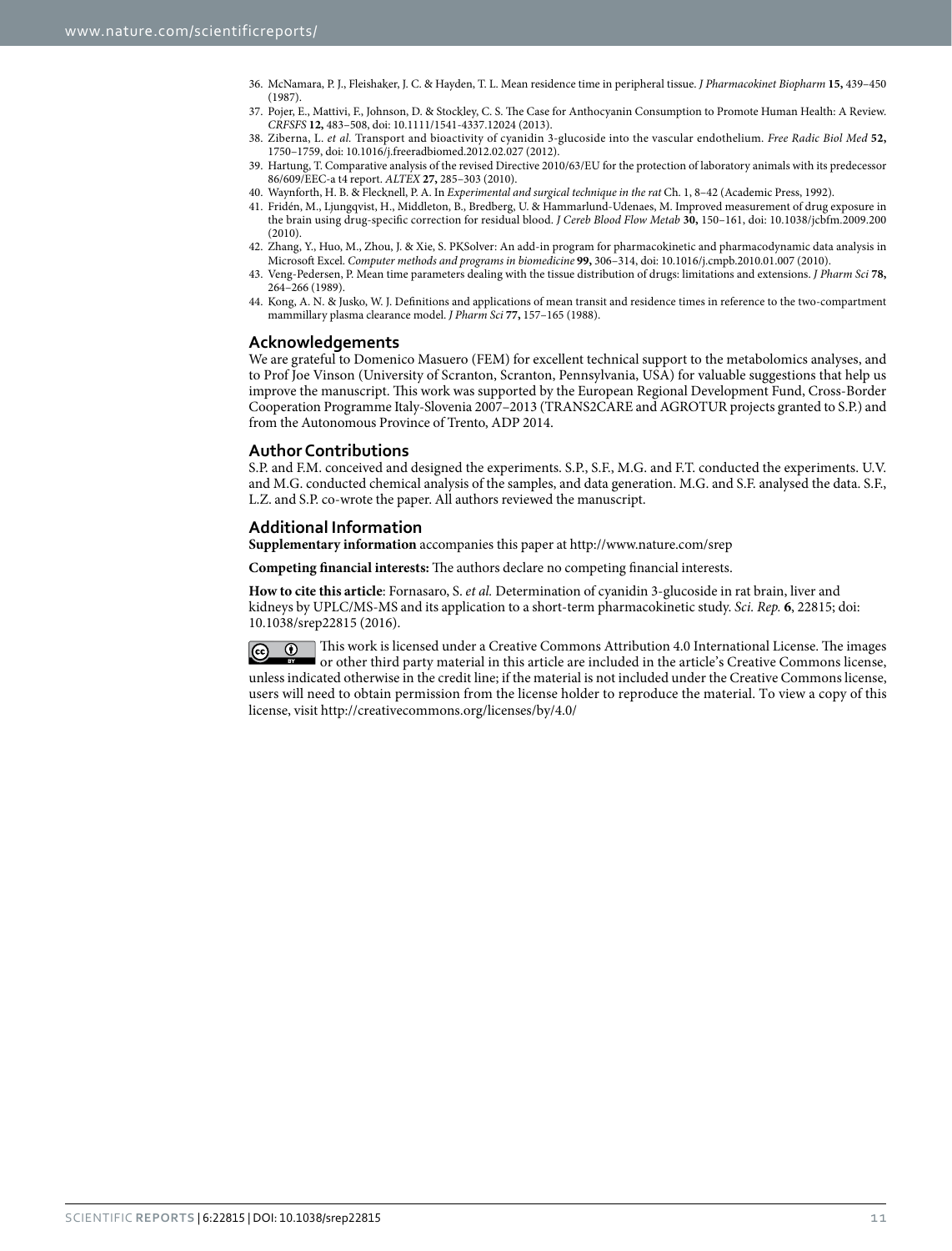36. McNamara, P. J., Fleishaker, J. C. & Hayden, T. L. Mean residence time in peripheral tissue. *J Pharmacokinet Biopharm* **15,** 439–450 (1987).
37. Pojer, E., Mattivi, F., Johnson, D. & Stockley, C. S. The Case for Anthocyanin Consumption to Promote Human Health: A Review. *CRFSFS* **12,** 483–508, doi: 10.1111/1541-4337.12024 (2013).
38. Ziberna, L. *et al.* Transport and bioactivity of cyanidin 3-glucoside into the vascular endothelium. *Free Radic Biol Med* **52,** 1750–1759, doi: 10.1016/j.freeradbiomed.2012.02.027 (2012).
39. Hartung, T. Comparative analysis of the revised Directive 2010/63/EU for the protection of laboratory animals with its predecessor 86/609/EEC-a t4 report. *ALTEX* **27,** 285–303 (2010).
40. Waynforth, H. B. & Flecknell, P. A. In *Experimental and surgical technique in the rat* Ch. 1, 8–42 (Academic Press, 1992).
41. Fridén, M., Ljungqvist, H., Middleton, B., Bredberg, U. & Hammarlund-Udenaes, M. Improved measurement of drug exposure in the brain using drug-specific correction for residual blood. *J Cereb Blood Flow Metab* **30,** 150–161, doi: 10.1038/jcbfm.2009.200 (2010).
42. Zhang, Y., Huo, M., Zhou, J. & Xie, S. PKSolver: An add-in program for pharmacokinetic and pharmacodynamic data analysis in Microsoft Excel. *Computer methods and programs in biomedicine* **99,** 306–314, doi: 10.1016/j.cmpb.2010.01.007 (2010).
43. Veng-Pedersen, P. Mean time parameters dealing with the tissue distribution of drugs: limitations and extensions. *J Pharm Sci* **78,** 264–266 (1989).
44. Kong, A. N. & Jusko, W. J. Definitions and applications of mean transit and residence times in reference to the two-compartment mammillary plasma clearance model. *J Pharm Sci* **77,** 157–165 (1988).

## Acknowledgements

We are grateful to Domenico Masuero (FEM) for excellent technical support to the metabolomics analyses, and to Prof Joe Vinson (University of Scranton, Scranton, Pennsylvania, USA) for valuable suggestions that help us improve the manuscript. This work was supported by the European Regional Development Fund, Cross-Border Cooperation Programme Italy-Slovenia 2007–2013 (TRANS2CARE and AGROTUR projects granted to S.P.) and from the Autonomous Province of Trento, ADP 2014.

## Author Contributions

S.P. and F.M. conceived and designed the experiments. S.P., S.F., M.G. and F.T. conducted the experiments. U.V. and M.G. conducted chemical analysis of the samples, and data generation. M.G. and S.F. analysed the data. S.F., L.Z. and S.P. co-wrote the paper. All authors reviewed the manuscript.

## Additional Information

**Supplementary information** accompanies this paper at http://www.nature.com/srep

**Competing financial interests:** The authors declare no competing financial interests.

**How to cite this article**: Fornasaro, S. *et al.* Determination of cyanidin 3-glucoside in rat brain, liver and kidneys by UPLC/MS-MS and its application to a short-term pharmacokinetic study. *Sci. Rep.* **6**, 22815; doi: 10.1038/srep22815 (2016).

This work is licensed under a Creative Commons Attribution 4.0 International License. The images or other third party material in this article are included in the article's Creative Commons license, unless indicated otherwise in the credit line; if the material is not included under the Creative Commons license, users will need to obtain permission from the license holder to reproduce the material. To view a copy of this license, visit http://creativecommons.org/licenses/by/4.0/